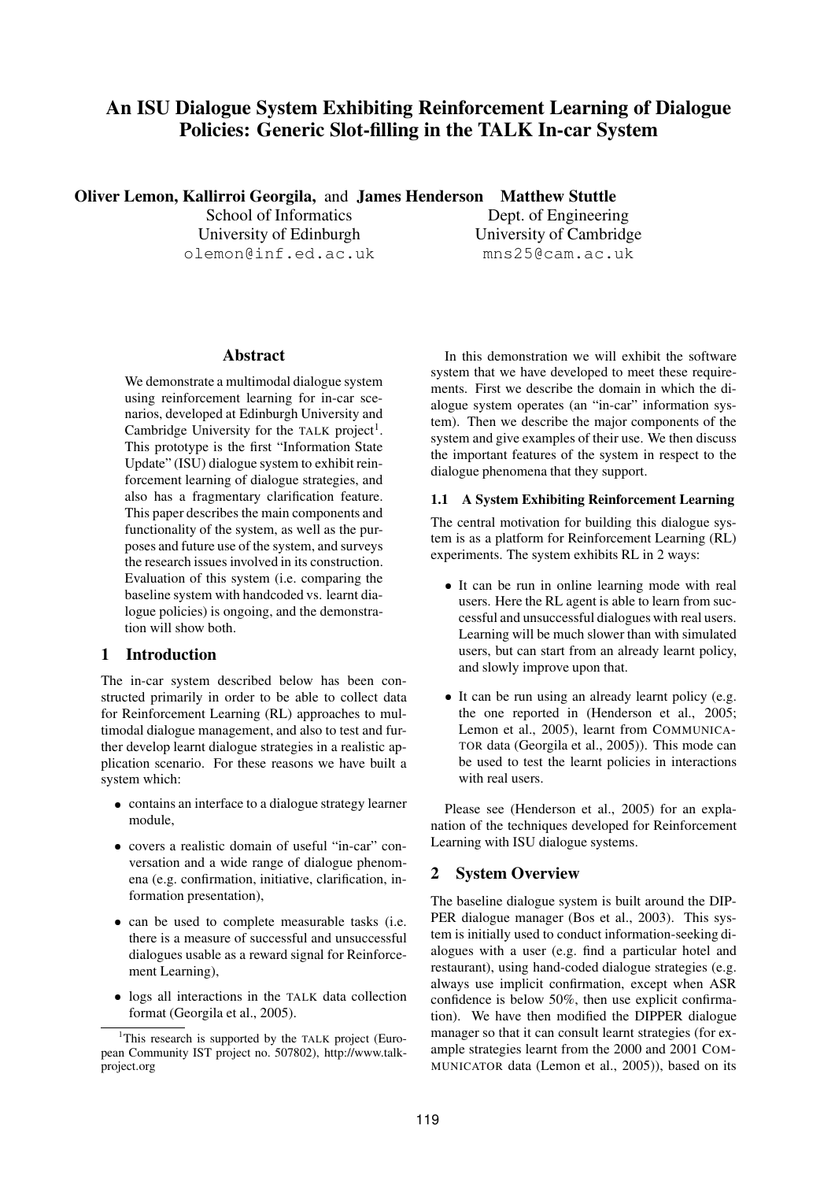# An ISU Dialogue System Exhibiting Reinforcement Learning of Dialogue Policies: Generic Slot-filling in the TALK In-car System

**Oliver Lemon, Kallirroi Georgila,** and **James Henderson**
School of Informatics
University of Edinburgh
olemon@inf.ed.ac.uk

**Matthew Stuttle**
Dept. of Engineering
University of Cambridge
mns25@cam.ac.uk

## Abstract

We demonstrate a multimodal dialogue system using reinforcement learning for in-car scenarios, developed at Edinburgh University and Cambridge University for the TALK project[1]. This prototype is the first "Information State Update" (ISU) dialogue system to exhibit reinforcement learning of dialogue strategies, and also has a fragmentary clarification feature. This paper describes the main components and functionality of the system, as well as the purposes and future use of the system, and surveys the research issues involved in its construction. Evaluation of this system (i.e. comparing the baseline system with handcoded vs. learnt dialogue policies) is ongoing, and the demonstration will show both.

## 1 Introduction

The in-car system described below has been constructed primarily in order to be able to collect data for Reinforcement Learning (RL) approaches to multimodal dialogue management, and also to test and further develop learnt dialogue strategies in a realistic application scenario. For these reasons we have built a system which:

- contains an interface to a dialogue strategy learner module,
- covers a realistic domain of useful "in-car" conversation and a wide range of dialogue phenomena (e.g. confirmation, initiative, clarification, information presentation),
- can be used to complete measurable tasks (i.e. there is a measure of successful and unsuccessful dialogues usable as a reward signal for Reinforcement Learning),
- logs all interactions in the TALK data collection format (Georgila et al., 2005).

[1] This research is supported by the TALK project (European Community IST project no. 507802), http://www.talk-project.org

In this demonstration we will exhibit the software system that we have developed to meet these requirements. First we describe the domain in which the dialogue system operates (an "in-car" information system). Then we describe the major components of the system and give examples of their use. We then discuss the important features of the system in respect to the dialogue phenomena that they support.

### 1.1 A System Exhibiting Reinforcement Learning

The central motivation for building this dialogue system is as a platform for Reinforcement Learning (RL) experiments. The system exhibits RL in 2 ways:

- It can be run in online learning mode with real users. Here the RL agent is able to learn from successful and unsuccessful dialogues with real users. Learning will be much slower than with simulated users, but can start from an already learnt policy, and slowly improve upon that.
- It can be run using an already learnt policy (e.g. the one reported in (Henderson et al., 2005; Lemon et al., 2005), learnt from COMMUNICATOR data (Georgila et al., 2005)). This mode can be used to test the learnt policies in interactions with real users.

Please see (Henderson et al., 2005) for an explanation of the techniques developed for Reinforcement Learning with ISU dialogue systems.

## 2 System Overview

The baseline dialogue system is built around the DIPPER dialogue manager (Bos et al., 2003). This system is initially used to conduct information-seeking dialogues with a user (e.g. find a particular hotel and restaurant), using hand-coded dialogue strategies (e.g. always use implicit confirmation, except when ASR confidence is below 50%, then use explicit confirmation). We have then modified the DIPPER dialogue manager so that it can consult learnt strategies (for example strategies learnt from the 2000 and 2001 COMMUNICATOR data (Lemon et al., 2005)), based on its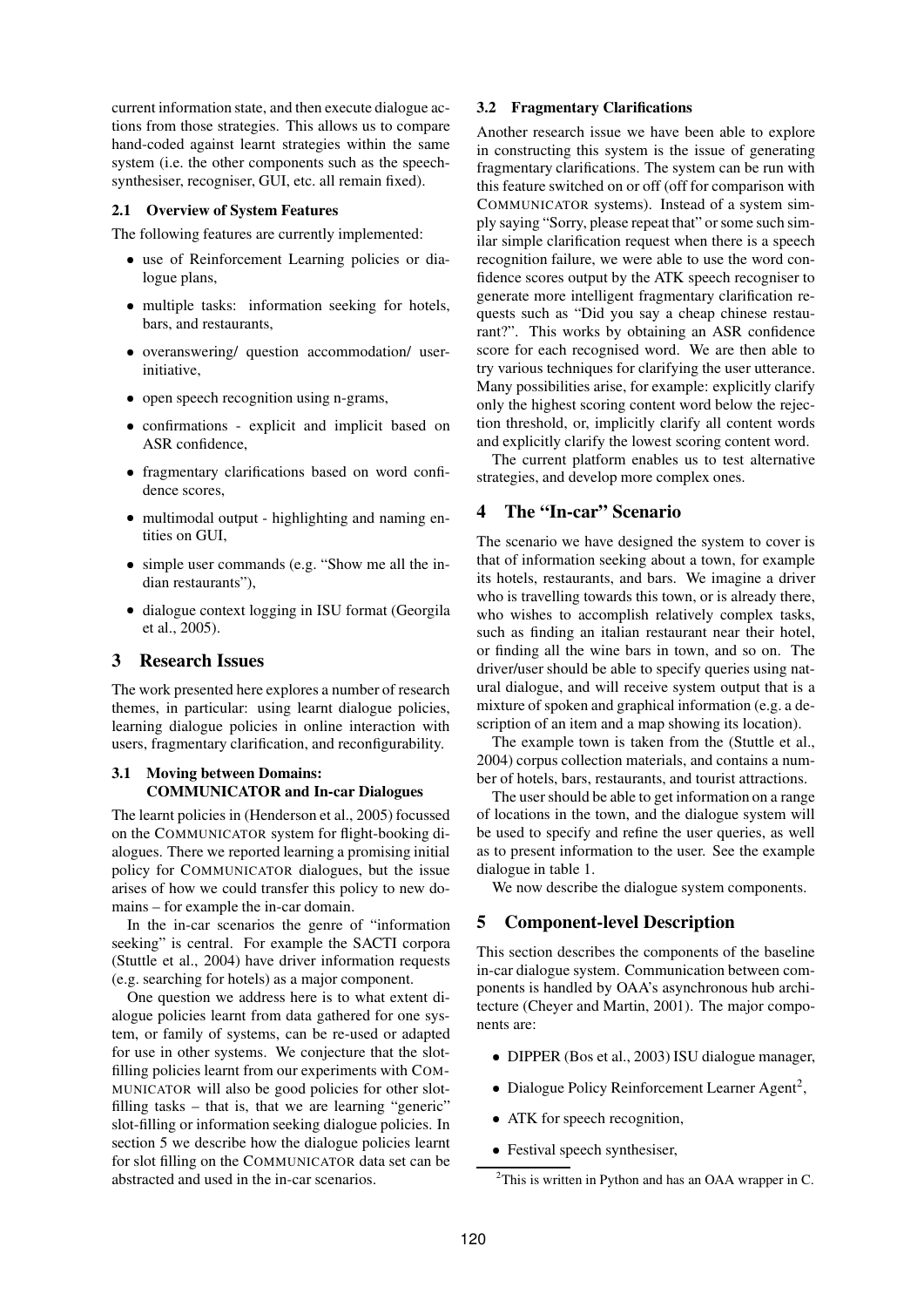current information state, and then execute dialogue actions from those strategies. This allows us to compare hand-coded against learnt strategies within the same system (i.e. the other components such as the speech-synthesiser, recogniser, GUI, etc. all remain fixed).

### 2.1 Overview of System Features

The following features are currently implemented:

- use of Reinforcement Learning policies or dialogue plans,
- multiple tasks: information seeking for hotels, bars, and restaurants,
- overanswering/ question accommodation/ user-initiative,
- open speech recognition using n-grams,
- confirmations - explicit and implicit based on ASR confidence,
- fragmentary clarifications based on word confidence scores,
- multimodal output - highlighting and naming entities on GUI,
- simple user commands (e.g. "Show me all the indian restaurants"),
- dialogue context logging in ISU format (Georgila et al., 2005).

## 3 Research Issues

The work presented here explores a number of research themes, in particular: using learnt dialogue policies, learning dialogue policies in online interaction with users, fragmentary clarification, and reconfigurability.

### 3.1 Moving between Domains: COMMUNICATOR and In-car Dialogues

The learnt policies in (Henderson et al., 2005) focussed on the COMMUNICATOR system for flight-booking dialogues. There we reported learning a promising initial policy for COMMUNICATOR dialogues, but the issue arises of how we could transfer this policy to new domains – for example the in-car domain.

In the in-car scenarios the genre of "information seeking" is central. For example the SACTI corpora (Stuttle et al., 2004) have driver information requests (e.g. searching for hotels) as a major component.

One question we address here is to what extent dialogue policies learnt from data gathered for one system, or family of systems, can be re-used or adapted for use in other systems. We conjecture that the slot-filling policies learnt from our experiments with COMMUNICATOR will also be good policies for other slot-filling tasks – that is, that we are learning "generic" slot-filling or information seeking dialogue policies. In section 5 we describe how the dialogue policies learnt for slot filling on the COMMUNICATOR data set can be abstracted and used in the in-car scenarios.

### 3.2 Fragmentary Clarifications

Another research issue we have been able to explore in constructing this system is the issue of generating fragmentary clarifications. The system can be run with this feature switched on or off (off for comparison with COMMUNICATOR systems). Instead of a system simply saying "Sorry, please repeat that" or some such similar simple clarification request when there is a speech recognition failure, we were able to use the word confidence scores output by the ATK speech recogniser to generate more intelligent fragmentary clarification requests such as "Did you say a cheap chinese restaurant?". This works by obtaining an ASR confidence score for each recognised word. We are then able to try various techniques for clarifying the user utterance. Many possibilities arise, for example: explicitly clarify only the highest scoring content word below the rejection threshold, or, implicitly clarify all content words and explicitly clarify the lowest scoring content word.

The current platform enables us to test alternative strategies, and develop more complex ones.

## 4 The "In-car" Scenario

The scenario we have designed the system to cover is that of information seeking about a town, for example its hotels, restaurants, and bars. We imagine a driver who is travelling towards this town, or is already there, who wishes to accomplish relatively complex tasks, such as finding an italian restaurant near their hotel, or finding all the wine bars in town, and so on. The driver/user should be able to specify queries using natural dialogue, and will receive system output that is a mixture of spoken and graphical information (e.g. a description of an item and a map showing its location).

The example town is taken from the (Stuttle et al., 2004) corpus collection materials, and contains a number of hotels, bars, restaurants, and tourist attractions.

The user should be able to get information on a range of locations in the town, and the dialogue system will be used to specify and refine the user queries, as well as to present information to the user. See the example dialogue in table 1.

We now describe the dialogue system components.

## 5 Component-level Description

This section describes the components of the baseline in-car dialogue system. Communication between components is handled by OAA's asynchronous hub architecture (Cheyer and Martin, 2001). The major components are:

- DIPPER (Bos et al., 2003) ISU dialogue manager,
- Dialogue Policy Reinforcement Learner Agent[2],
- ATK for speech recognition,
- Festival speech synthesiser,

[2] This is written in Python and has an OAA wrapper in C.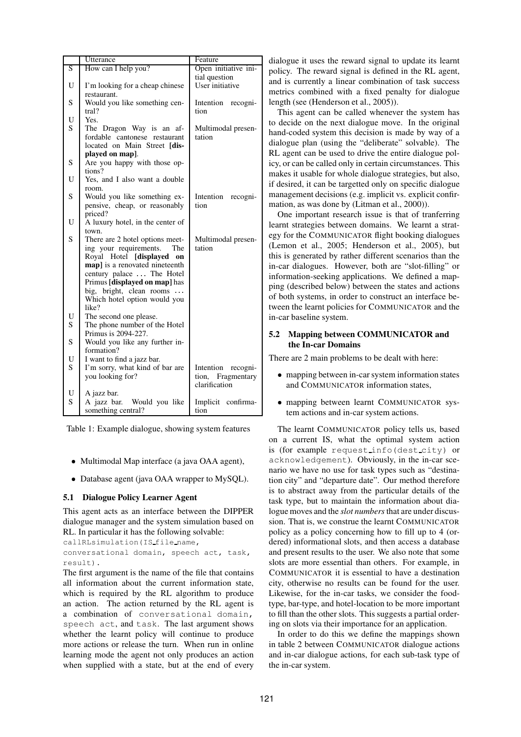|   | Utterance | Feature |
|---|---|---|
| S | How can I help you? | Open initiative initial question |
| U | I'm looking for a cheap chinese restaurant. | User initiative |
| S | Would you like something central? | Intention recognition |
| U | Yes. | |
| S | The Dragon Way is an affordable cantonese restaurant located on Main Street **[displayed on map]**. | Multimodal presentation |
| S | Are you happy with those options? | |
| U | Yes, and I also want a double room. | |
| S | Would you like something expensive, cheap, or reasonably priced? | Intention recognition |
| U | A luxury hotel, in the center of town. | |
| S | There are 2 hotel options meeting your requirements. The Royal Hotel **[displayed on map]** is a renovated nineteenth century palace ... The Hotel Primus **[displayed on map]** has big, bright, clean rooms ... Which hotel option would you like? | Multimodal presentation |
| U | The second one please. | |
| S | The phone number of the Hotel Primus is 2094-227. | |
| S | Would you like any further information? | |
| U | I want to find a jazz bar. | |
| S | I'm sorry, what kind of bar are you looking for? | Intention recognition, Fragmentary clarification |
| U | A jazz bar. | |
| S | A jazz bar. Would you like something central? | Implicit confirmation |

Table 1: Example dialogue, showing system features

- Multimodal Map interface (a java OAA agent),
- Database agent (java OAA wrapper to MySQL).

### 5.1 Dialogue Policy Learner Agent

This agent acts as an interface between the DIPPER dialogue manager and the system simulation based on RL. In particular it has the following solvable:

```
callRLsimulation(IS_file_name,
conversational domain, speech act, task,
result).
```

The first argument is the name of the file that contains all information about the current information state, which is required by the RL algorithm to produce an action. The action returned by the RL agent is a combination of `conversational domain`, `speech act`, and `task`. The last argument shows whether the learnt policy will continue to produce more actions or release the turn. When run in online learning mode the agent not only produces an action when supplied with a state, but at the end of every dialogue it uses the reward signal to update its learnt policy. The reward signal is defined in the RL agent, and is currently a linear combination of task success metrics combined with a fixed penalty for dialogue length (see (Henderson et al., 2005)).

This agent can be called whenever the system has to decide on the next dialogue move. In the original hand-coded system this decision is made by way of a dialogue plan (using the "deliberate" solvable). The RL agent can be used to drive the entire dialogue policy, or can be called only in certain circumstances. This makes it usable for whole dialogue strategies, but also, if desired, it can be targetted only on specific dialogue management decisions (e.g. implicit vs. explicit confirmation, as was done by (Litman et al., 2000)).

One important research issue is that of tranferring learnt strategies between domains. We learnt a strategy for the COMMUNICATOR flight booking dialogues (Lemon et al., 2005; Henderson et al., 2005), but this is generated by rather different scenarios than the in-car dialogues. However, both are "slot-filling" or information-seeking applications. We defined a mapping (described below) between the states and actions of both systems, in order to construct an interface between the learnt policies for COMMUNICATOR and the in-car baseline system.

### 5.2 Mapping between COMMUNICATOR and the In-car Domains

There are 2 main problems to be dealt with here:

- mapping between in-car system information states and COMMUNICATOR information states,
- mapping between learnt COMMUNICATOR system actions and in-car system actions.

The learnt COMMUNICATOR policy tells us, based on a current IS, what the optimal system action is (for example `request_info(dest_city)` or `acknowledgement`). Obviously, in the in-car scenario we have no use for task types such as "destination city" and "departure date". Our method therefore is to abstract away from the particular details of the task type, but to maintain the information about dialogue moves and the *slot numbers* that are under discussion. That is, we construe the learnt COMMUNICATOR policy as a policy concerning how to fill up to 4 (ordered) informational slots, and then access a database and present results to the user. We also note that some slots are more essential than others. For example, in COMMUNICATOR it is essential to have a destination city, otherwise no results can be found for the user. Likewise, for the in-car tasks, we consider the food-type, bar-type, and hotel-location to be more important to fill than the other slots. This suggests a partial ordering on slots via their importance for an application.

In order to do this we define the mappings shown in table 2 between COMMUNICATOR dialogue actions and in-car dialogue actions, for each sub-task type of the in-car system.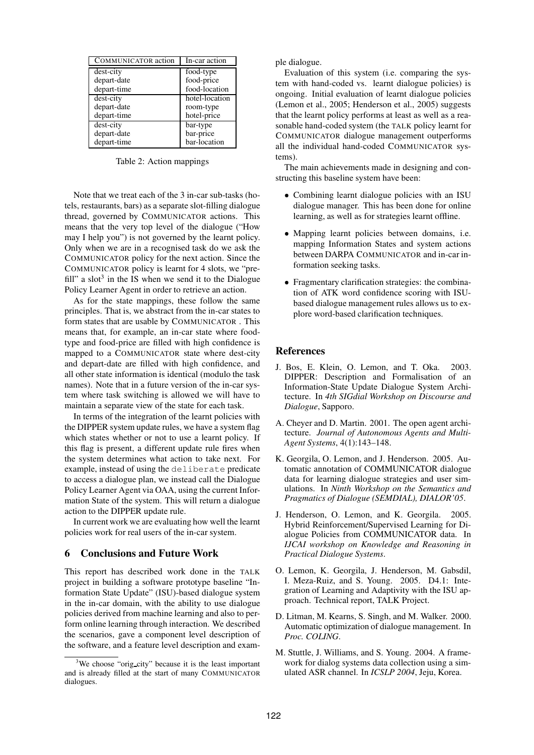| COMMUNICATOR action | In-car action |
|---|---|
| dest-city | food-type |
| depart-date | food-price |
| depart-time | food-location |
| dest-city | hotel-location |
| depart-date | room-type |
| depart-time | hotel-price |
| dest-city | bar-type |
| depart-date | bar-price |
| depart-time | bar-location |

Table 2: Action mappings

Note that we treat each of the 3 in-car sub-tasks (hotels, restaurants, bars) as a separate slot-filling dialogue thread, governed by COMMUNICATOR actions. This means that the very top level of the dialogue ("How may I help you") is not governed by the learnt policy. Only when we are in a recognised task do we ask the COMMUNICATOR policy for the next action. Since the COMMUNICATOR policy is learnt for 4 slots, we "pre-fill" a slot[3] in the IS when we send it to the Dialogue Policy Learner Agent in order to retrieve an action.

As for the state mappings, these follow the same principles. That is, we abstract from the in-car states to form states that are usable by COMMUNICATOR . This means that, for example, an in-car state where food-type and food-price are filled with high confidence is mapped to a COMMUNICATOR state where dest-city and depart-date are filled with high confidence, and all other state information is identical (modulo the task names). Note that in a future version of the in-car system where task switching is allowed we will have to maintain a separate view of the state for each task.

In terms of the integration of the learnt policies with the DIPPER system update rules, we have a system flag which states whether or not to use a learnt policy. If this flag is present, a different update rule fires when the system determines what action to take next. For example, instead of using the `deliberate` predicate to access a dialogue plan, we instead call the Dialogue Policy Learner Agent via OAA, using the current Information State of the system. This will return a dialogue action to the DIPPER update rule.

In current work we are evaluating how well the learnt policies work for real users of the in-car system.

## 6 Conclusions and Future Work

This report has described work done in the TALK project in building a software prototype baseline "Information State Update" (ISU)-based dialogue system in the in-car domain, with the ability to use dialogue policies derived from machine learning and also to perform online learning through interaction. We described the scenarios, gave a component level description of the software, and a feature level description and example dialogue.

Evaluation of this system (i.e. comparing the system with hand-coded vs. learnt dialogue policies) is ongoing. Initial evaluation of learnt dialogue policies (Lemon et al., 2005; Henderson et al., 2005) suggests that the learnt policy performs at least as well as a reasonable hand-coded system (the TALK policy learnt for COMMUNICATOR dialogue management outperforms all the individual hand-coded COMMUNICATOR systems).

The main achievements made in designing and constructing this baseline system have been:

- Combining learnt dialogue policies with an ISU dialogue manager. This has been done for online learning, as well as for strategies learnt offline.
- Mapping learnt policies between domains, i.e. mapping Information States and system actions between DARPA COMMUNICATOR and in-car information seeking tasks.
- Fragmentary clarification strategies: the combination of ATK word confidence scoring with ISU-based dialogue management rules allows us to explore word-based clarification techniques.

[3] We choose "orig_city" because it is the least important and is already filled at the start of many COMMUNICATOR dialogues.

## References

J. Bos, E. Klein, O. Lemon, and T. Oka. 2003. DIPPER: Description and Formalisation of an Information-State Update Dialogue System Architecture. In *4th SIGdial Workshop on Discourse and Dialogue*, Sapporo.

A. Cheyer and D. Martin. 2001. The open agent architecture. *Journal of Autonomous Agents and Multi-Agent Systems*, 4(1):143–148.

K. Georgila, O. Lemon, and J. Henderson. 2005. Automatic annotation of COMMUNICATOR dialogue data for learning dialogue strategies and user simulations. In *Ninth Workshop on the Semantics and Pragmatics of Dialogue (SEMDIAL), DIALOR'05*.

J. Henderson, O. Lemon, and K. Georgila. 2005. Hybrid Reinforcement/Supervised Learning for Dialogue Policies from COMMUNICATOR data. In *IJCAI workshop on Knowledge and Reasoning in Practical Dialogue Systems*.

O. Lemon, K. Georgila, J. Henderson, M. Gabsdil, I. Meza-Ruiz, and S. Young. 2005. D4.1: Integration of Learning and Adaptivity with the ISU approach. Technical report, TALK Project.

D. Litman, M. Kearns, S. Singh, and M. Walker. 2000. Automatic optimization of dialogue management. In *Proc. COLING*.

M. Stuttle, J. Williams, and S. Young. 2004. A framework for dialog systems data collection using a simulated ASR channel. In *ICSLP 2004*, Jeju, Korea.